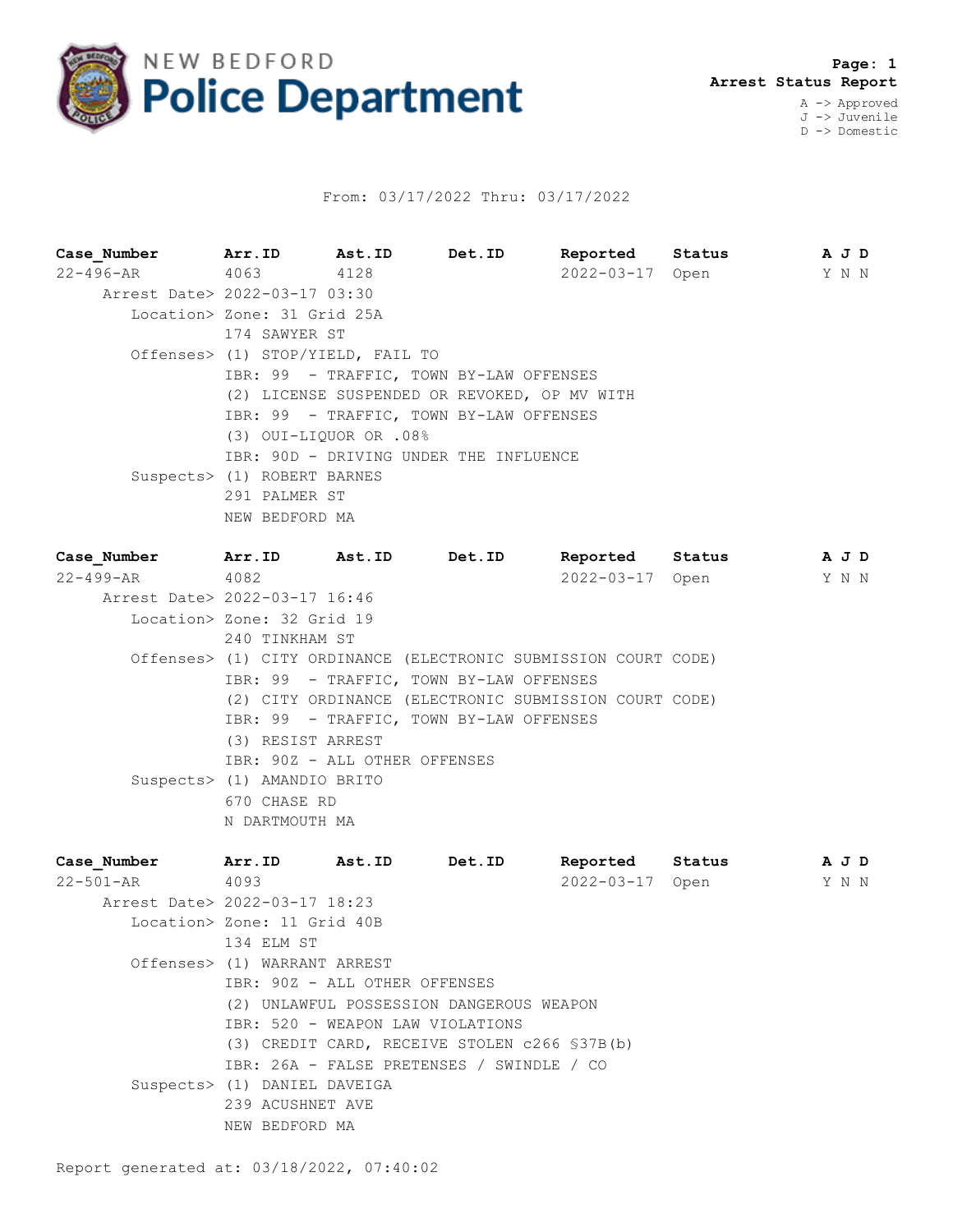# NEW BEDFORD Police Department

**Arrest Status Report**

A -> Approved
J -> Juvenile
D -> Domestic

From: 03/17/2022 Thru: 03/17/2022

| Case_Number | Arr.ID | Ast.ID | Det.ID | Reported | Status | A | J | D |
|---|---|---|---|---|---|---|---|---|
| 22-496-AR | 4063 | 4128 | | 2022-03-17 | Open | Y | N | N |

Arrest Date> 2022-03-17 03:30
Location> Zone: 31 Grid 25A
174 SAWYER ST
Offenses> (1) STOP/YIELD, FAIL TO
IBR: 99 - TRAFFIC, TOWN BY-LAW OFFENSES
(2) LICENSE SUSPENDED OR REVOKED, OP MV WITH
IBR: 99 - TRAFFIC, TOWN BY-LAW OFFENSES
(3) OUI-LIQUOR OR .08%
IBR: 90D - DRIVING UNDER THE INFLUENCE
Suspects> (1) ROBERT BARNES
291 PALMER ST
NEW BEDFORD MA

| Case_Number | Arr.ID | Ast.ID | Det.ID | Reported | Status | A | J | D |
|---|---|---|---|---|---|---|---|---|
| 22-499-AR | 4082 | | | 2022-03-17 | Open | Y | N | N |

Arrest Date> 2022-03-17 16:46
Location> Zone: 32 Grid 19
240 TINKHAM ST
Offenses> (1) CITY ORDINANCE (ELECTRONIC SUBMISSION COURT CODE)
IBR: 99 - TRAFFIC, TOWN BY-LAW OFFENSES
(2) CITY ORDINANCE (ELECTRONIC SUBMISSION COURT CODE)
IBR: 99 - TRAFFIC, TOWN BY-LAW OFFENSES
(3) RESIST ARREST
IBR: 90Z - ALL OTHER OFFENSES
Suspects> (1) AMANDIO BRITO
670 CHASE RD
N DARTMOUTH MA

| Case_Number | Arr.ID | Ast.ID | Det.ID | Reported | Status | A | J | D |
|---|---|---|---|---|---|---|---|---|
| 22-501-AR | 4093 | | | 2022-03-17 | Open | Y | N | N |

Arrest Date> 2022-03-17 18:23
Location> Zone: 11 Grid 40B
134 ELM ST
Offenses> (1) WARRANT ARREST
IBR: 90Z - ALL OTHER OFFENSES
(2) UNLAWFUL POSSESSION DANGEROUS WEAPON
IBR: 520 - WEAPON LAW VIOLATIONS
(3) CREDIT CARD, RECEIVE STOLEN c266 §37B(b)
IBR: 26A - FALSE PRETENSES / SWINDLE / CO
Suspects> (1) DANIEL DAVEIGA
239 ACUSHNET AVE
NEW BEDFORD MA

Report generated at: 03/18/2022, 07:40:02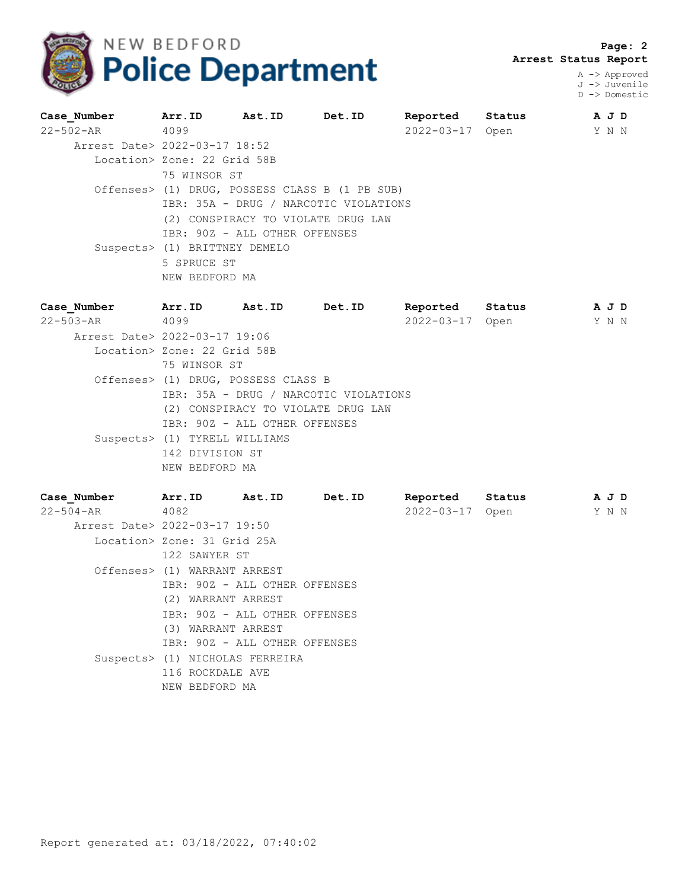# NEW BEDFORD Police Department

**Arrest Status Report**

A -> Approved
J -> Juvenile
D -> Domestic

| Case_Number | Arr.ID | Ast.ID | Det.ID | Reported | Status | A J D |
|---|---|---|---|---|---|---|
| 22-502-AR | 4099 | | | 2022-03-17 | Open | Y N N |

Arrest Date> 2022-03-17 18:52
Location> Zone: 22 Grid 58B
75 WINSOR ST
Offenses> (1) DRUG, POSSESS CLASS B (1 PB SUB)
IBR: 35A - DRUG / NARCOTIC VIOLATIONS
(2) CONSPIRACY TO VIOLATE DRUG LAW
IBR: 90Z - ALL OTHER OFFENSES
Suspects> (1) BRITTNEY DEMELO
5 SPRUCE ST
NEW BEDFORD MA

| Case_Number | Arr.ID | Ast.ID | Det.ID | Reported | Status | A J D |
|---|---|---|---|---|---|---|
| 22-503-AR | 4099 | | | 2022-03-17 | Open | Y N N |

Arrest Date> 2022-03-17 19:06
Location> Zone: 22 Grid 58B
75 WINSOR ST
Offenses> (1) DRUG, POSSESS CLASS B
IBR: 35A - DRUG / NARCOTIC VIOLATIONS
(2) CONSPIRACY TO VIOLATE DRUG LAW
IBR: 90Z - ALL OTHER OFFENSES
Suspects> (1) TYRELL WILLIAMS
142 DIVISION ST
NEW BEDFORD MA

| Case_Number | Arr.ID | Ast.ID | Det.ID | Reported | Status | A J D |
|---|---|---|---|---|---|---|
| 22-504-AR | 4082 | | | 2022-03-17 | Open | Y N N |

Arrest Date> 2022-03-17 19:50
Location> Zone: 31 Grid 25A
122 SAWYER ST
Offenses> (1) WARRANT ARREST
IBR: 90Z - ALL OTHER OFFENSES
(2) WARRANT ARREST
IBR: 90Z - ALL OTHER OFFENSES
(3) WARRANT ARREST
IBR: 90Z - ALL OTHER OFFENSES
Suspects> (1) NICHOLAS FERREIRA
116 ROCKDALE AVE
NEW BEDFORD MA

Report generated at: 03/18/2022, 07:40:02